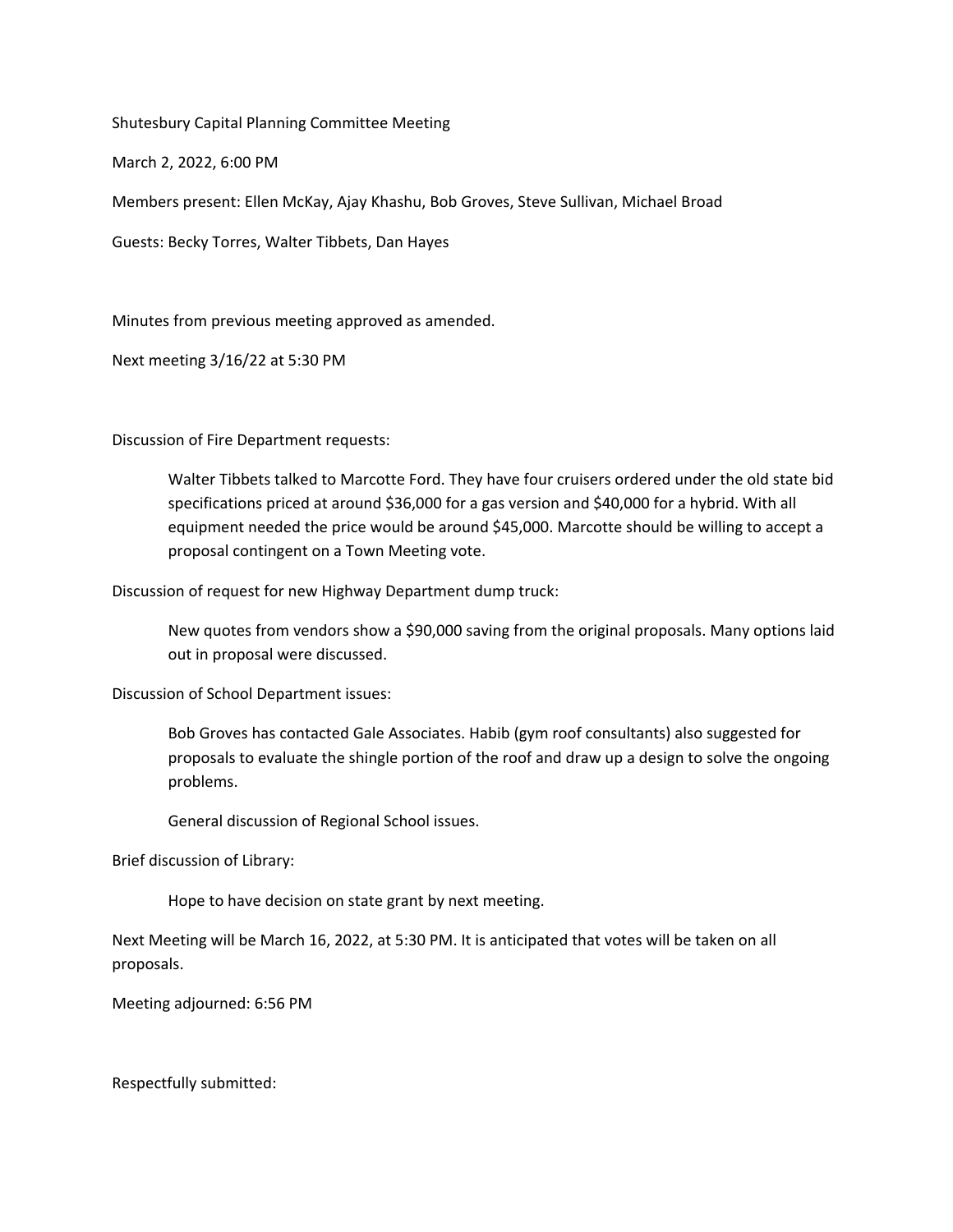Shutesbury Capital Planning Committee Meeting

March 2, 2022, 6:00 PM

Members present: Ellen McKay, Ajay Khashu, Bob Groves, Steve Sullivan, Michael Broad

Guests: Becky Torres, Walter Tibbets, Dan Hayes

Minutes from previous meeting approved as amended.

Next meeting 3/16/22 at 5:30 PM

Discussion of Fire Department requests:

> Walter Tibbets talked to Marcotte Ford. They have four cruisers ordered under the old state bid specifications priced at around $36,000 for a gas version and $40,000 for a hybrid. With all equipment needed the price would be around $45,000. Marcotte should be willing to accept a proposal contingent on a Town Meeting vote.

Discussion of request for new Highway Department dump truck:

> New quotes from vendors show a $90,000 saving from the original proposals. Many options laid out in proposal were discussed.

Discussion of School Department issues:

> Bob Groves has contacted Gale Associates. Habib (gym roof consultants) also suggested for proposals to evaluate the shingle portion of the roof and draw up a design to solve the ongoing problems.
>
> General discussion of Regional School issues.

Brief discussion of Library:

> Hope to have decision on state grant by next meeting.

Next Meeting will be March 16, 2022, at 5:30 PM. It is anticipated that votes will be taken on all proposals.

Meeting adjourned: 6:56 PM

Respectfully submitted: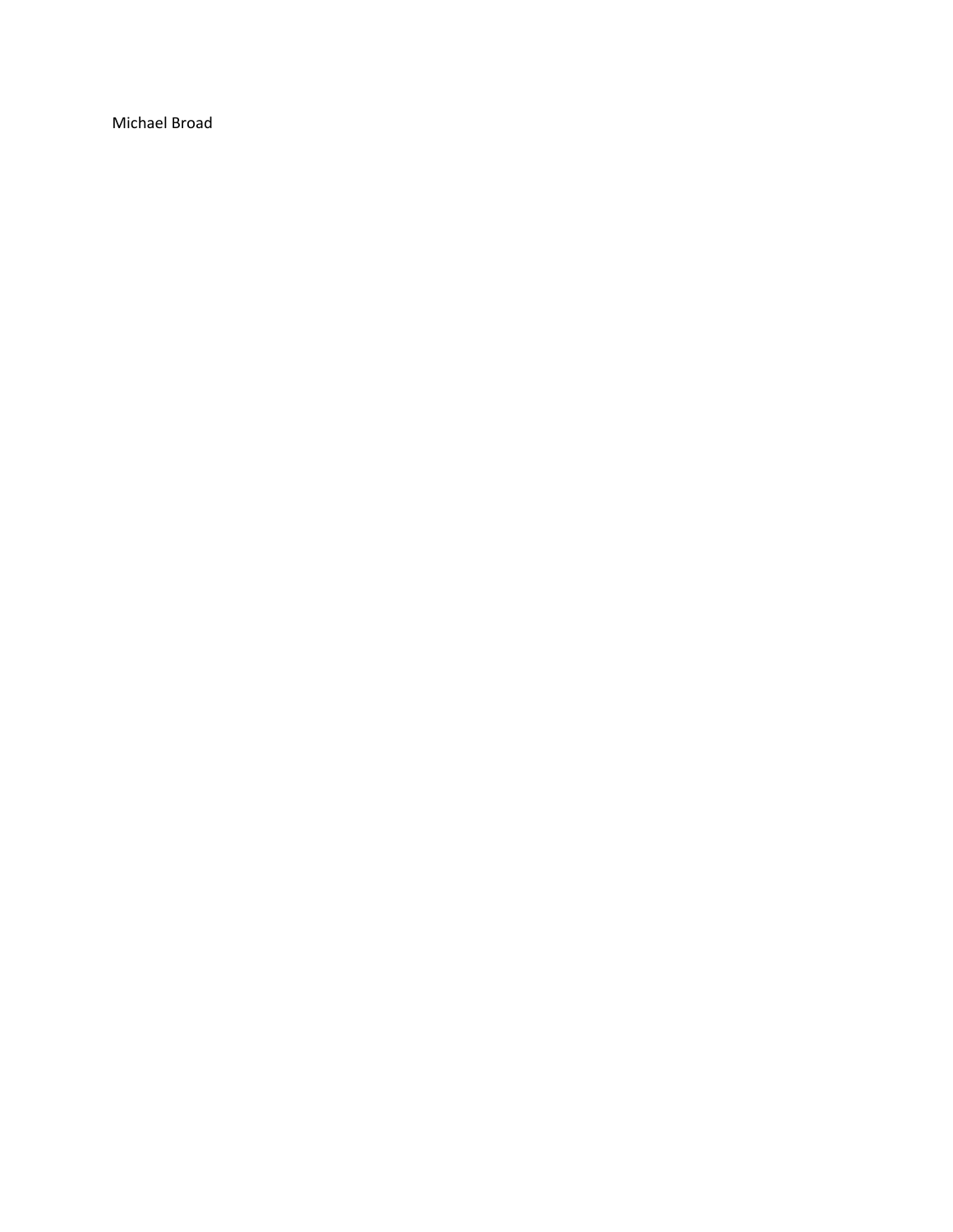Michael Broad